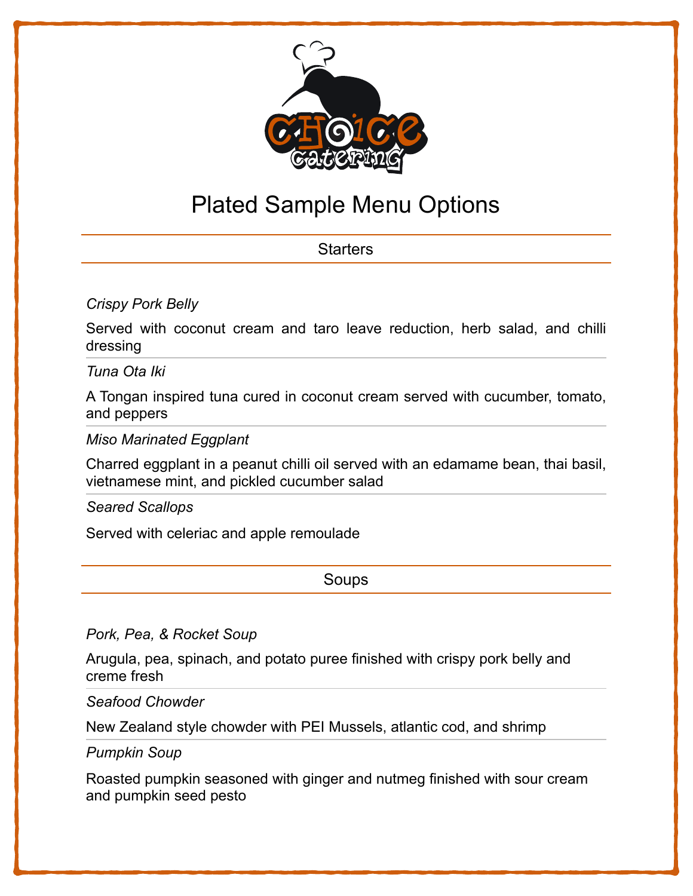Choice Catering

# Plated Sample Menu Options

## Starters

*Crispy Pork Belly*

Served with coconut cream and taro leave reduction, herb salad, and chilli dressing

*Tuna Ota Iki*

A Tongan inspired tuna cured in coconut cream served with cucumber, tomato, and peppers

*Miso Marinated Eggplant*

Charred eggplant in a peanut chilli oil served with an edamame bean, thai basil, vietnamese mint, and pickled cucumber salad

*Seared Scallops*

Served with celeriac and apple remoulade

## Soups

*Pork, Pea, & Rocket Soup*

Arugula, pea, spinach, and potato puree finished with crispy pork belly and creme fresh

*Seafood Chowder*

New Zealand style chowder with PEI Mussels, atlantic cod, and shrimp

*Pumpkin Soup*

Roasted pumpkin seasoned with ginger and nutmeg finished with sour cream and pumpkin seed pesto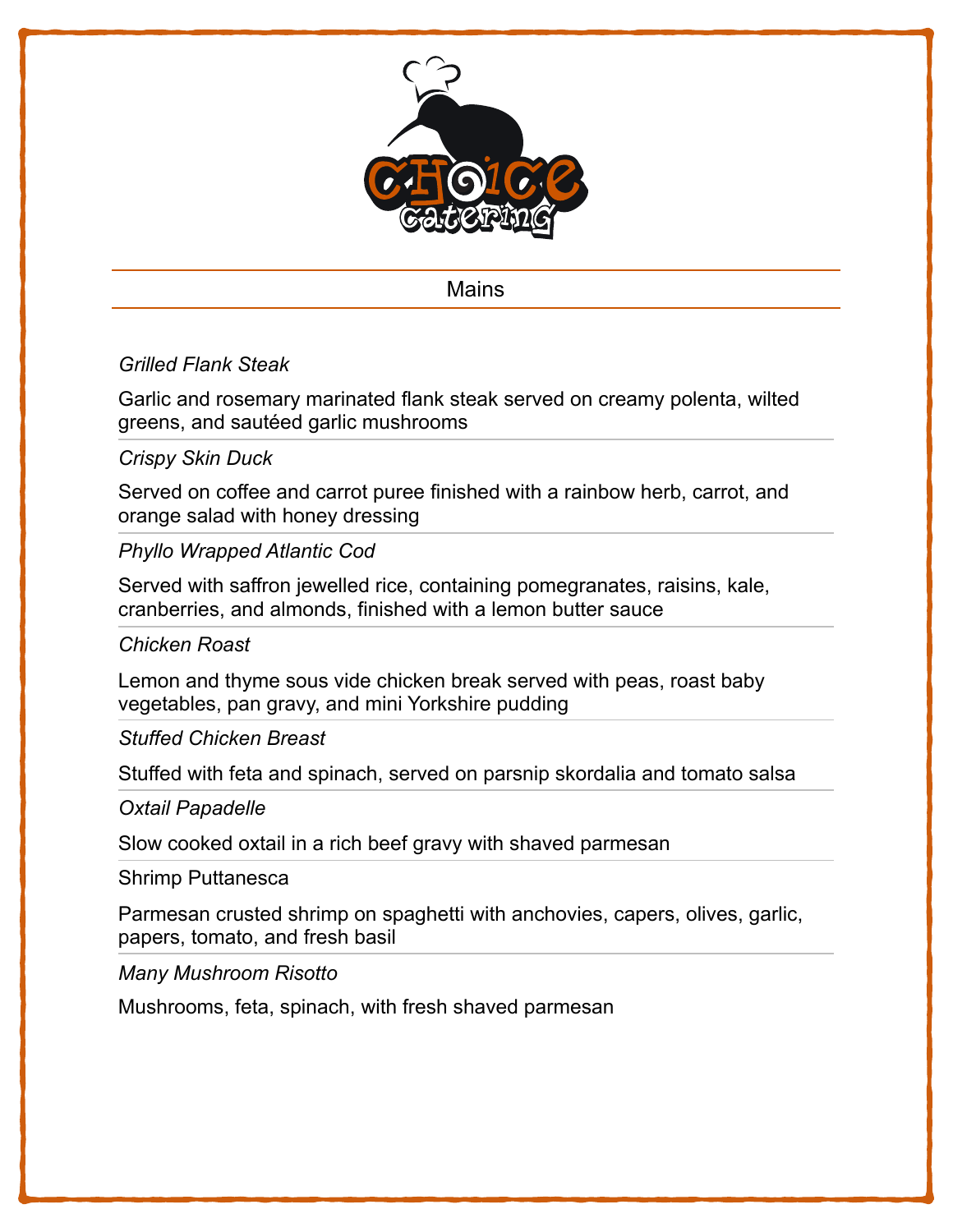## Mains

*Grilled Flank Steak*

Garlic and rosemary marinated flank steak served on creamy polenta, wilted greens, and sautéed garlic mushrooms

---

*Crispy Skin Duck*

Served on coffee and carrot puree finished with a rainbow herb, carrot, and orange salad with honey dressing

---

*Phyllo Wrapped Atlantic Cod*

Served with saffron jewelled rice, containing pomegranates, raisins, kale, cranberries, and almonds, finished with a lemon butter sauce

---

*Chicken Roast*

Lemon and thyme sous vide chicken break served with peas, roast baby vegetables, pan gravy, and mini Yorkshire pudding

---

*Stuffed Chicken Breast*

Stuffed with feta and spinach, served on parsnip skordalia and tomato salsa

---

*Oxtail Papadelle*

Slow cooked oxtail in a rich beef gravy with shaved parmesan

---

Shrimp Puttanesca

Parmesan crusted shrimp on spaghetti with anchovies, capers, olives, garlic, papers, tomato, and fresh basil

---

*Many Mushroom Risotto*

Mushrooms, feta, spinach, with fresh shaved parmesan